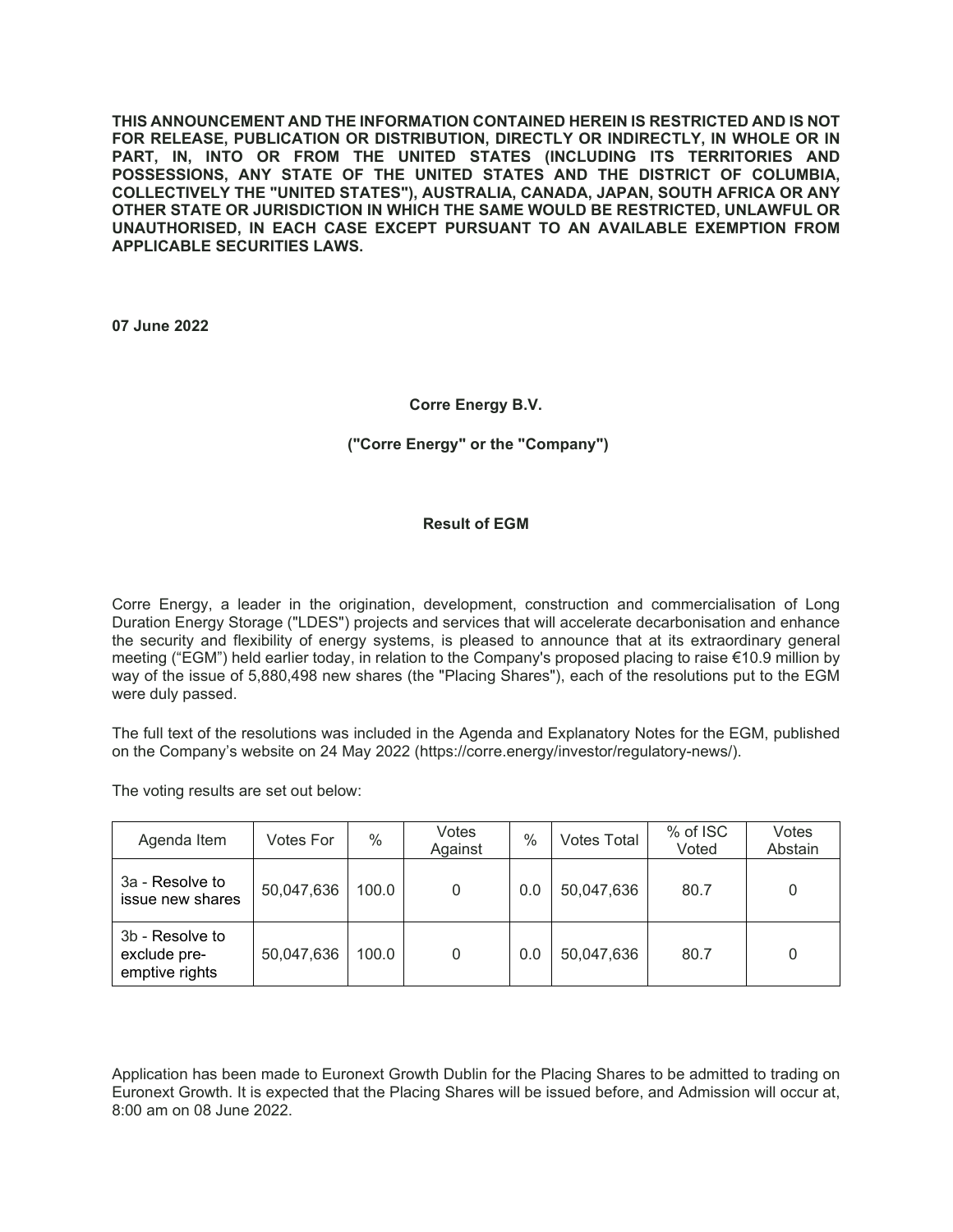**THIS ANNOUNCEMENT AND THE INFORMATION CONTAINED HEREIN IS RESTRICTED AND IS NOT FOR RELEASE, PUBLICATION OR DISTRIBUTION, DIRECTLY OR INDIRECTLY, IN WHOLE OR IN PART, IN, INTO OR FROM THE UNITED STATES (INCLUDING ITS TERRITORIES AND POSSESSIONS, ANY STATE OF THE UNITED STATES AND THE DISTRICT OF COLUMBIA, COLLECTIVELY THE "UNITED STATES"), AUSTRALIA, CANADA, JAPAN, SOUTH AFRICA OR ANY OTHER STATE OR JURISDICTION IN WHICH THE SAME WOULD BE RESTRICTED, UNLAWFUL OR UNAUTHORISED, IN EACH CASE EXCEPT PURSUANT TO AN AVAILABLE EXEMPTION FROM APPLICABLE SECURITIES LAWS.**

**07 June 2022**

**Corre Energy B.V.**

**("Corre Energy" or the "Company")**

**Result of EGM**

Corre Energy, a leader in the origination, development, construction and commercialisation of Long Duration Energy Storage ("LDES") projects and services that will accelerate decarbonisation and enhance the security and flexibility of energy systems, is pleased to announce that at its extraordinary general meeting ("EGM") held earlier today, in relation to the Company's proposed placing to raise €10.9 million by way of the issue of 5,880,498 new shares (the "Placing Shares"), each of the resolutions put to the EGM were duly passed.

The full text of the resolutions was included in the Agenda and Explanatory Notes for the EGM, published on the Company's website on 24 May 2022 (https://corre.energy/investor/regulatory-news/).

The voting results are set out below:

| Agenda Item | Votes For | % | Votes Against | % | Votes Total | % of ISC Voted | Votes Abstain |
|---|---|---|---|---|---|---|---|
| 3a - Resolve to issue new shares | 50,047,636 | 100.0 | 0 | 0.0 | 50,047,636 | 80.7 | 0 |
| 3b - Resolve to exclude pre-emptive rights | 50,047,636 | 100.0 | 0 | 0.0 | 50,047,636 | 80.7 | 0 |

Application has been made to Euronext Growth Dublin for the Placing Shares to be admitted to trading on Euronext Growth. It is expected that the Placing Shares will be issued before, and Admission will occur at, 8:00 am on 08 June 2022.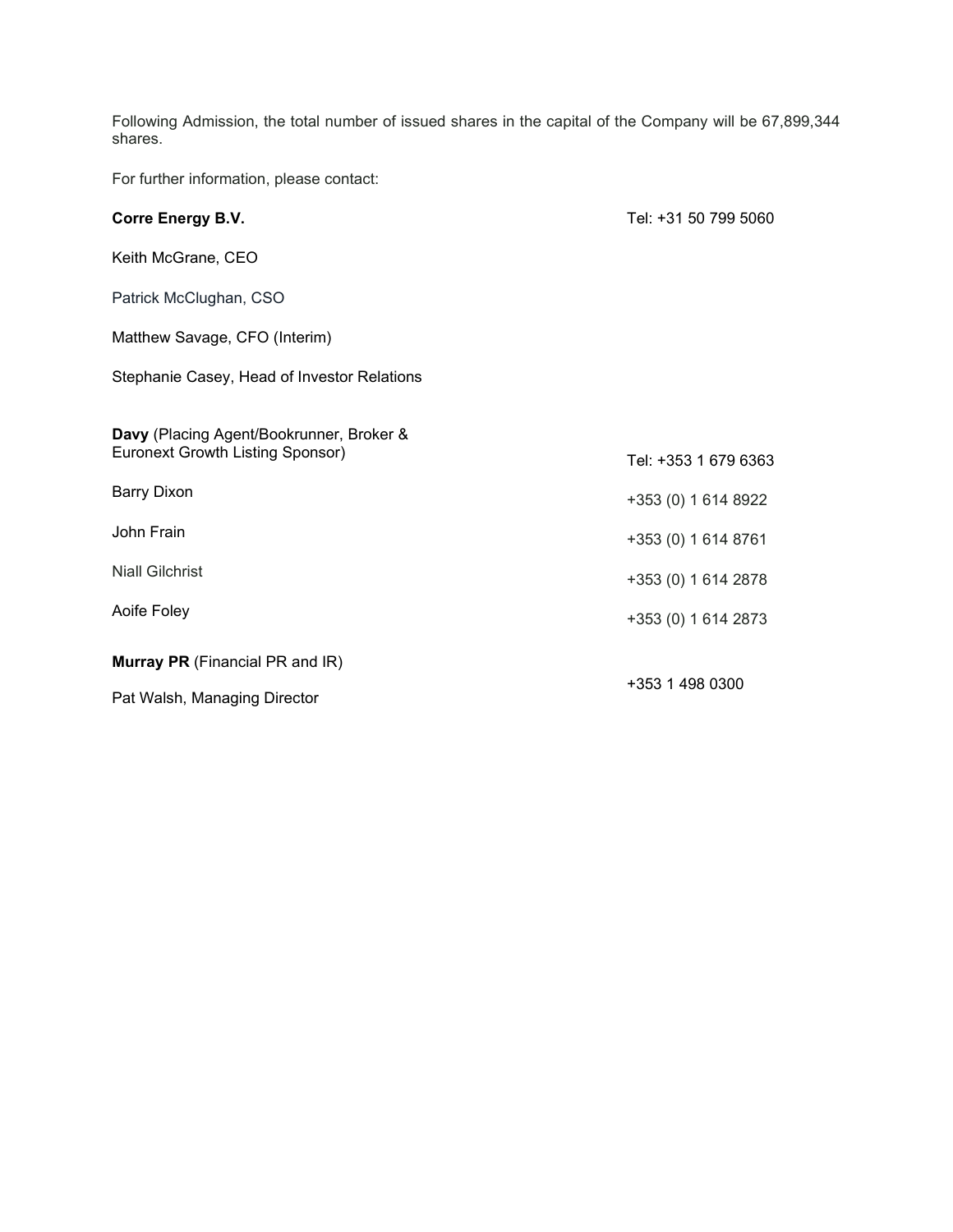Following Admission, the total number of issued shares in the capital of the Company will be 67,899,344 shares.

For further information, please contact:

| | |
|---|---|
| **Corre Energy B.V.** | Tel: +31 50 799 5060 |
| Keith McGrane, CEO | |
| Patrick McClughan, CSO | |
| Matthew Savage, CFO (Interim) | |
| Stephanie Casey, Head of Investor Relations | |
| | |
| **Davy** (Placing Agent/Bookrunner, Broker & Euronext Growth Listing Sponsor) | Tel: +353 1 679 6363 |
| Barry Dixon | +353 (0) 1 614 8922 |
| John Frain | +353 (0) 1 614 8761 |
| Niall Gilchrist | +353 (0) 1 614 2878 |
| Aoife Foley | +353 (0) 1 614 2873 |
| | |
| **Murray PR** (Financial PR and IR) | |
| Pat Walsh, Managing Director | +353 1 498 0300 |